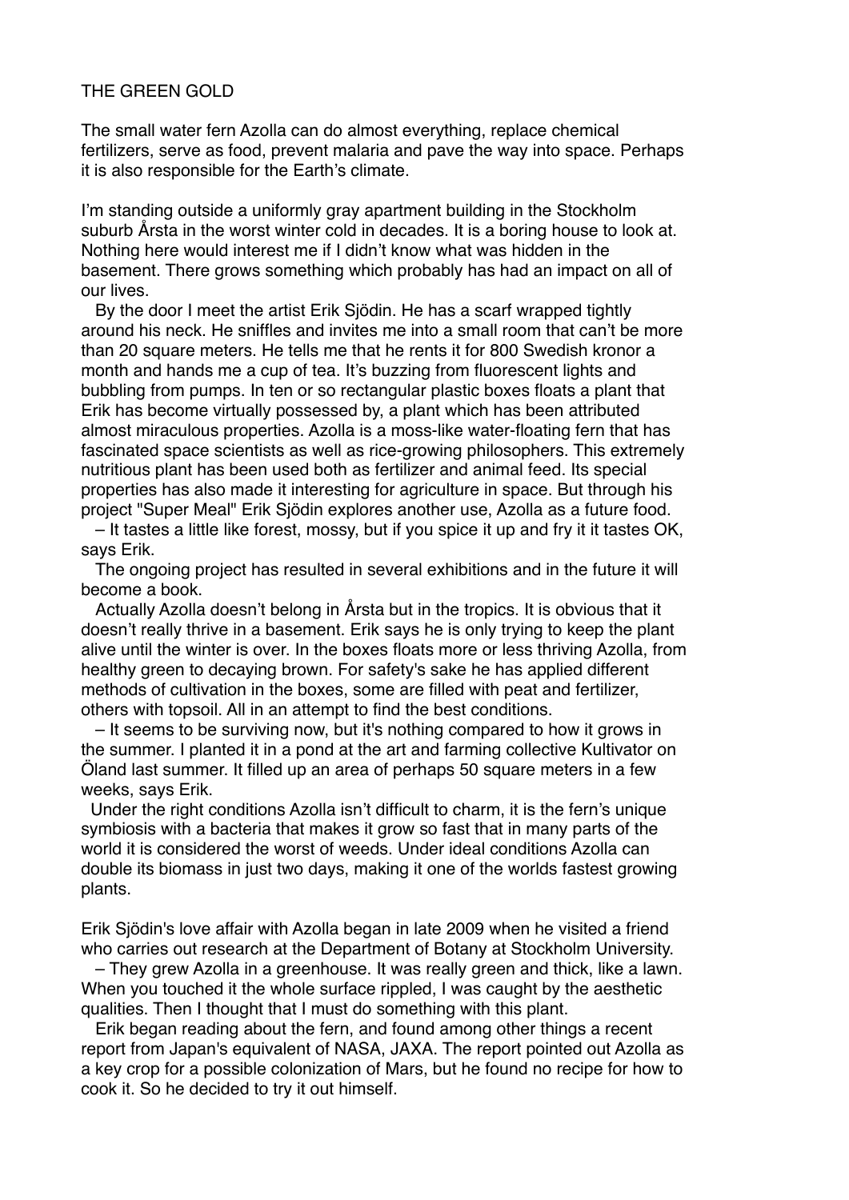# THE GREEN GOLD

The small water fern Azolla can do almost everything, replace chemical fertilizers, serve as food, prevent malaria and pave the way into space. Perhaps it is also responsible for the Earth's climate.

I'm standing outside a uniformly gray apartment building in the Stockholm suburb Årsta in the worst winter cold in decades. It is a boring house to look at. Nothing here would interest me if I didn't know what was hidden in the basement. There grows something which probably has had an impact on all of our lives.

By the door I meet the artist Erik Sjödin. He has a scarf wrapped tightly around his neck. He sniffles and invites me into a small room that can't be more than 20 square meters. He tells me that he rents it for 800 Swedish kronor a month and hands me a cup of tea. It's buzzing from fluorescent lights and bubbling from pumps. In ten or so rectangular plastic boxes floats a plant that Erik has become virtually possessed by, a plant which has been attributed almost miraculous properties. Azolla is a moss-like water-floating fern that has fascinated space scientists as well as rice-growing philosophers. This extremely nutritious plant has been used both as fertilizer and animal feed. Its special properties has also made it interesting for agriculture in space. But through his project "Super Meal" Erik Sjödin explores another use, Azolla as a future food.

– It tastes a little like forest, mossy, but if you spice it up and fry it it tastes OK, says Erik.

The ongoing project has resulted in several exhibitions and in the future it will become a book.

Actually Azolla doesn't belong in Årsta but in the tropics. It is obvious that it doesn't really thrive in a basement. Erik says he is only trying to keep the plant alive until the winter is over. In the boxes floats more or less thriving Azolla, from healthy green to decaying brown. For safety's sake he has applied different methods of cultivation in the boxes, some are filled with peat and fertilizer, others with topsoil. All in an attempt to find the best conditions.

– It seems to be surviving now, but it's nothing compared to how it grows in the summer. I planted it in a pond at the art and farming collective Kultivator on Öland last summer. It filled up an area of perhaps 50 square meters in a few weeks, says Erik.

Under the right conditions Azolla isn't difficult to charm, it is the fern's unique symbiosis with a bacteria that makes it grow so fast that in many parts of the world it is considered the worst of weeds. Under ideal conditions Azolla can double its biomass in just two days, making it one of the worlds fastest growing plants.

Erik Sjödin's love affair with Azolla began in late 2009 when he visited a friend who carries out research at the Department of Botany at Stockholm University.

– They grew Azolla in a greenhouse. It was really green and thick, like a lawn. When you touched it the whole surface rippled, I was caught by the aesthetic qualities. Then I thought that I must do something with this plant.

Erik began reading about the fern, and found among other things a recent report from Japan's equivalent of NASA, JAXA. The report pointed out Azolla as a key crop for a possible colonization of Mars, but he found no recipe for how to cook it. So he decided to try it out himself.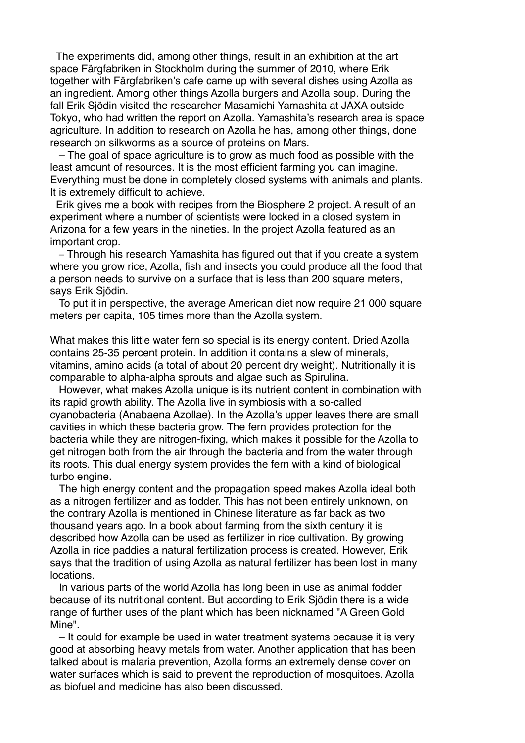The experiments did, among other things, result in an exhibition at the art space Färgfabriken in Stockholm during the summer of 2010, where Erik together with Färgfabriken's cafe came up with several dishes using Azolla as an ingredient. Among other things Azolla burgers and Azolla soup. During the fall Erik Sjödin visited the researcher Masamichi Yamashita at JAXA outside Tokyo, who had written the report on Azolla. Yamashita's research area is space agriculture. In addition to research on Azolla he has, among other things, done research on silkworms as a source of proteins on Mars.

– The goal of space agriculture is to grow as much food as possible with the least amount of resources. It is the most efficient farming you can imagine. Everything must be done in completely closed systems with animals and plants. It is extremely difficult to achieve.

Erik gives me a book with recipes from the Biosphere 2 project. A result of an experiment where a number of scientists were locked in a closed system in Arizona for a few years in the nineties. In the project Azolla featured as an important crop.

– Through his research Yamashita has figured out that if you create a system where you grow rice, Azolla, fish and insects you could produce all the food that a person needs to survive on a surface that is less than 200 square meters, says Erik Sjödin.

To put it in perspective, the average American diet now require 21 000 square meters per capita, 105 times more than the Azolla system.

What makes this little water fern so special is its energy content. Dried Azolla contains 25-35 percent protein. In addition it contains a slew of minerals, vitamins, amino acids (a total of about 20 percent dry weight). Nutritionally it is comparable to alpha-alpha sprouts and algae such as Spirulina.

However, what makes Azolla unique is its nutrient content in combination with its rapid growth ability. The Azolla live in symbiosis with a so-called cyanobacteria (Anabaena Azollae). In the Azolla's upper leaves there are small cavities in which these bacteria grow. The fern provides protection for the bacteria while they are nitrogen-fixing, which makes it possible for the Azolla to get nitrogen both from the air through the bacteria and from the water through its roots. This dual energy system provides the fern with a kind of biological turbo engine.

The high energy content and the propagation speed makes Azolla ideal both as a nitrogen fertilizer and as fodder. This has not been entirely unknown, on the contrary Azolla is mentioned in Chinese literature as far back as two thousand years ago. In a book about farming from the sixth century it is described how Azolla can be used as fertilizer in rice cultivation. By growing Azolla in rice paddies a natural fertilization process is created. However, Erik says that the tradition of using Azolla as natural fertilizer has been lost in many locations.

In various parts of the world Azolla has long been in use as animal fodder because of its nutritional content. But according to Erik Sjödin there is a wide range of further uses of the plant which has been nicknamed "A Green Gold Mine".

– It could for example be used in water treatment systems because it is very good at absorbing heavy metals from water. Another application that has been talked about is malaria prevention, Azolla forms an extremely dense cover on water surfaces which is said to prevent the reproduction of mosquitoes. Azolla as biofuel and medicine has also been discussed.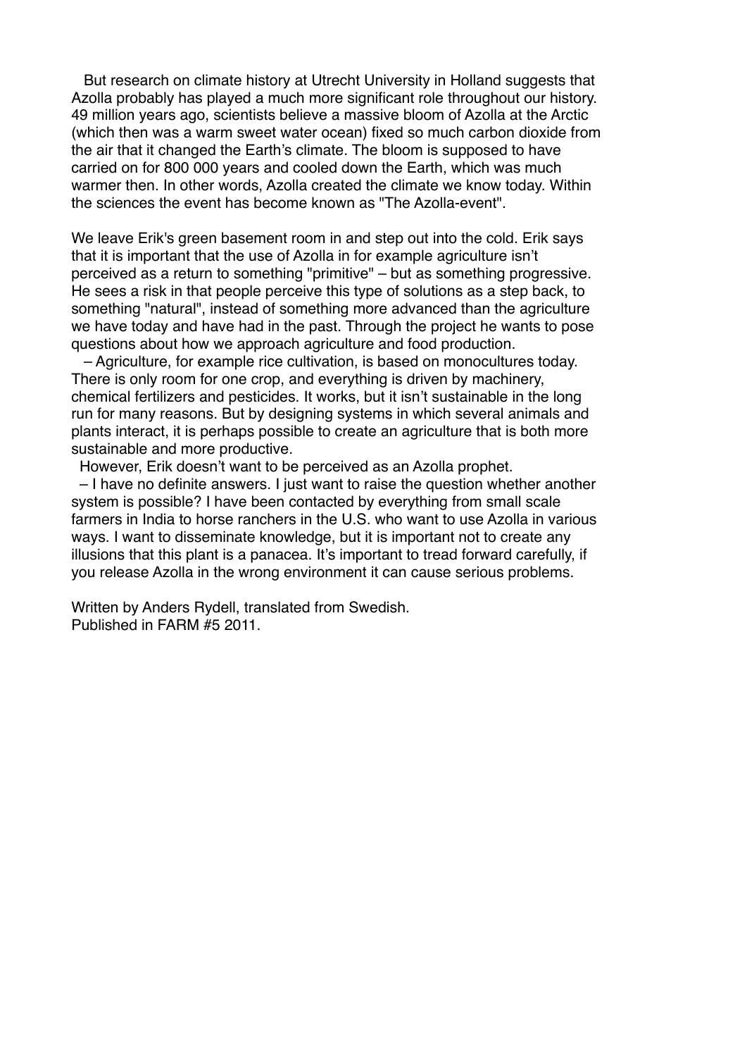But research on climate history at Utrecht University in Holland suggests that Azolla probably has played a much more significant role throughout our history. 49 million years ago, scientists believe a massive bloom of Azolla at the Arctic (which then was a warm sweet water ocean) fixed so much carbon dioxide from the air that it changed the Earth's climate. The bloom is supposed to have carried on for 800 000 years and cooled down the Earth, which was much warmer then. In other words, Azolla created the climate we know today. Within the sciences the event has become known as "The Azolla-event".

We leave Erik's green basement room in and step out into the cold. Erik says that it is important that the use of Azolla in for example agriculture isn't perceived as a return to something "primitive" – but as something progressive. He sees a risk in that people perceive this type of solutions as a step back, to something "natural", instead of something more advanced than the agriculture we have today and have had in the past. Through the project he wants to pose questions about how we approach agriculture and food production.

– Agriculture, for example rice cultivation, is based on monocultures today. There is only room for one crop, and everything is driven by machinery, chemical fertilizers and pesticides. It works, but it isn't sustainable in the long run for many reasons. But by designing systems in which several animals and plants interact, it is perhaps possible to create an agriculture that is both more sustainable and more productive.

However, Erik doesn't want to be perceived as an Azolla prophet.

– I have no definite answers. I just want to raise the question whether another system is possible? I have been contacted by everything from small scale farmers in India to horse ranchers in the U.S. who want to use Azolla in various ways. I want to disseminate knowledge, but it is important not to create any illusions that this plant is a panacea. It's important to tread forward carefully, if you release Azolla in the wrong environment it can cause serious problems.

Written by Anders Rydell, translated from Swedish.
Published in FARM #5 2011.